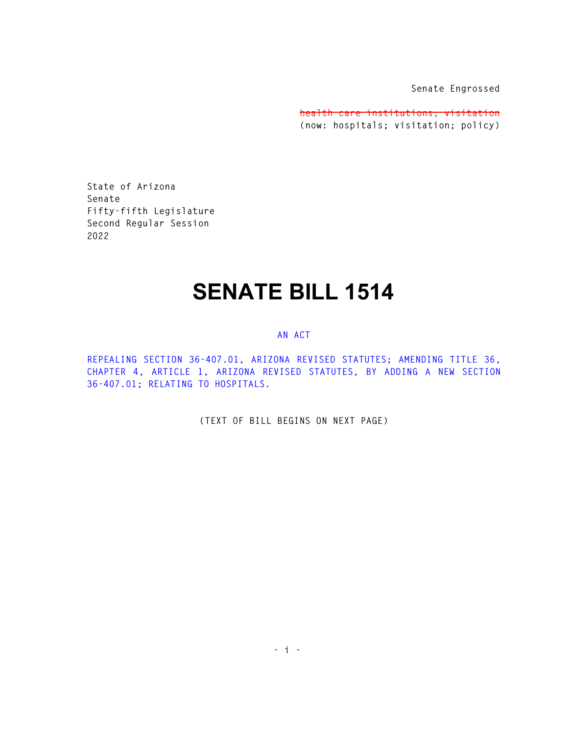Senate Engrossed

~~health care institutions; visitation~~
(now: hospitals; visitation; policy)

State of Arizona
Senate
Fifty-fifth Legislature
Second Regular Session
2022

# SENATE BILL 1514

AN ACT

REPEALING SECTION 36-407.01, ARIZONA REVISED STATUTES; AMENDING TITLE 36, CHAPTER 4, ARTICLE 1, ARIZONA REVISED STATUTES, BY ADDING A NEW SECTION 36-407.01; RELATING TO HOSPITALS.

(TEXT OF BILL BEGINS ON NEXT PAGE)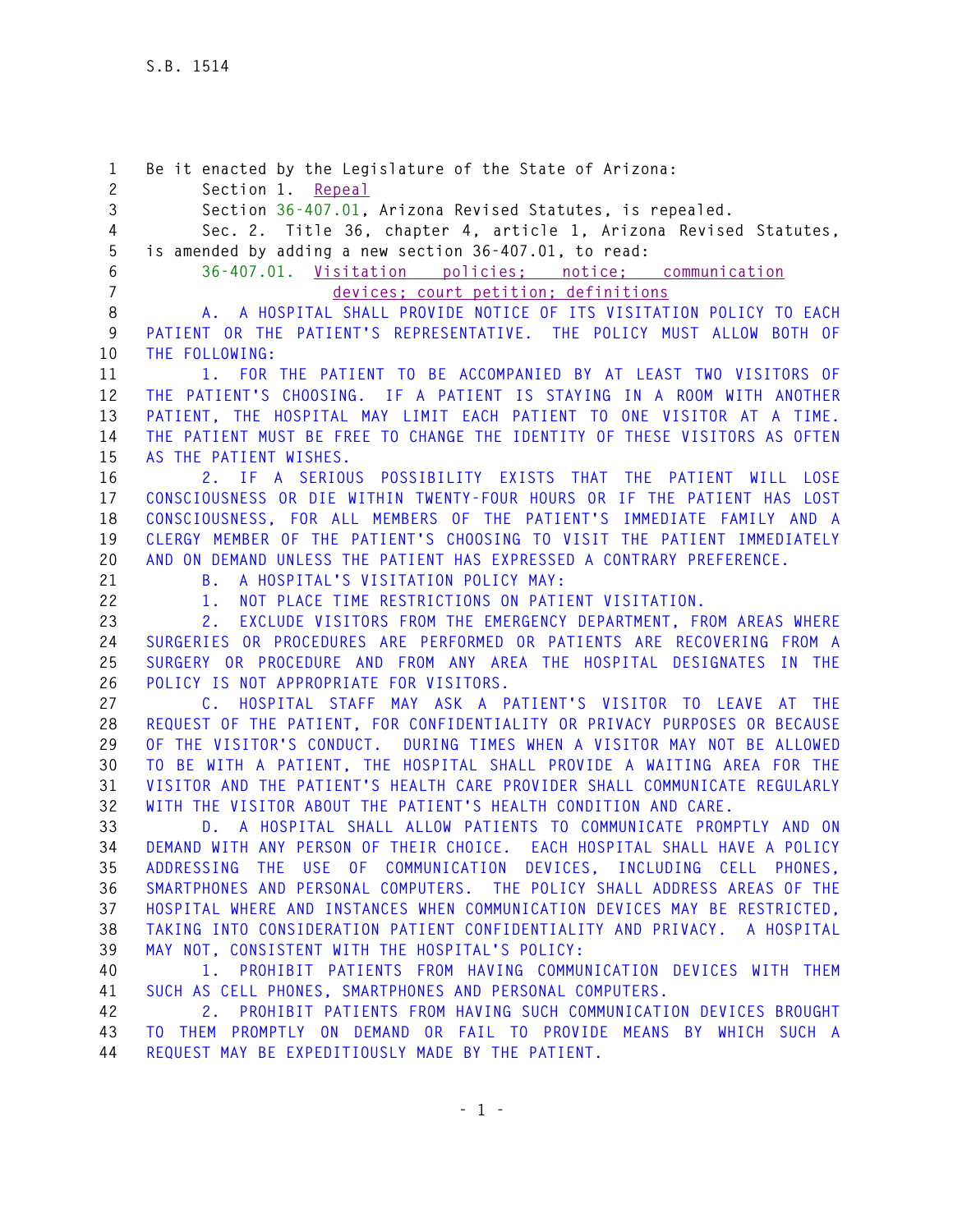Be it enacted by the Legislature of the State of Arizona:

Section 1. Repeal

Section 36-407.01, Arizona Revised Statutes, is repealed.

Sec. 2. Title 36, chapter 4, article 1, Arizona Revised Statutes, is amended by adding a new section 36-407.01, to read:

36-407.01. Visitation policies; notice; communication devices; court petition; definitions

A. A HOSPITAL SHALL PROVIDE NOTICE OF ITS VISITATION POLICY TO EACH PATIENT OR THE PATIENT'S REPRESENTATIVE. THE POLICY MUST ALLOW BOTH OF THE FOLLOWING:

1. FOR THE PATIENT TO BE ACCOMPANIED BY AT LEAST TWO VISITORS OF THE PATIENT'S CHOOSING. IF A PATIENT IS STAYING IN A ROOM WITH ANOTHER PATIENT, THE HOSPITAL MAY LIMIT EACH PATIENT TO ONE VISITOR AT A TIME. THE PATIENT MUST BE FREE TO CHANGE THE IDENTITY OF THESE VISITORS AS OFTEN AS THE PATIENT WISHES.

2. IF A SERIOUS POSSIBILITY EXISTS THAT THE PATIENT WILL LOSE CONSCIOUSNESS OR DIE WITHIN TWENTY-FOUR HOURS OR IF THE PATIENT HAS LOST CONSCIOUSNESS, FOR ALL MEMBERS OF THE PATIENT'S IMMEDIATE FAMILY AND A CLERGY MEMBER OF THE PATIENT'S CHOOSING TO VISIT THE PATIENT IMMEDIATELY AND ON DEMAND UNLESS THE PATIENT HAS EXPRESSED A CONTRARY PREFERENCE.

B. A HOSPITAL'S VISITATION POLICY MAY:

1. NOT PLACE TIME RESTRICTIONS ON PATIENT VISITATION.

2. EXCLUDE VISITORS FROM THE EMERGENCY DEPARTMENT, FROM AREAS WHERE SURGERIES OR PROCEDURES ARE PERFORMED OR PATIENTS ARE RECOVERING FROM A SURGERY OR PROCEDURE AND FROM ANY AREA THE HOSPITAL DESIGNATES IN THE POLICY IS NOT APPROPRIATE FOR VISITORS.

C. HOSPITAL STAFF MAY ASK A PATIENT'S VISITOR TO LEAVE AT THE REQUEST OF THE PATIENT, FOR CONFIDENTIALITY OR PRIVACY PURPOSES OR BECAUSE OF THE VISITOR'S CONDUCT. DURING TIMES WHEN A VISITOR MAY NOT BE ALLOWED TO BE WITH A PATIENT, THE HOSPITAL SHALL PROVIDE A WAITING AREA FOR THE VISITOR AND THE PATIENT'S HEALTH CARE PROVIDER SHALL COMMUNICATE REGULARLY WITH THE VISITOR ABOUT THE PATIENT'S HEALTH CONDITION AND CARE.

D. A HOSPITAL SHALL ALLOW PATIENTS TO COMMUNICATE PROMPTLY AND ON DEMAND WITH ANY PERSON OF THEIR CHOICE. EACH HOSPITAL SHALL HAVE A POLICY ADDRESSING THE USE OF COMMUNICATION DEVICES, INCLUDING CELL PHONES, SMARTPHONES AND PERSONAL COMPUTERS. THE POLICY SHALL ADDRESS AREAS OF THE HOSPITAL WHERE AND INSTANCES WHEN COMMUNICATION DEVICES MAY BE RESTRICTED, TAKING INTO CONSIDERATION PATIENT CONFIDENTIALITY AND PRIVACY. A HOSPITAL MAY NOT, CONSISTENT WITH THE HOSPITAL'S POLICY:

1. PROHIBIT PATIENTS FROM HAVING COMMUNICATION DEVICES WITH THEM SUCH AS CELL PHONES, SMARTPHONES AND PERSONAL COMPUTERS.

2. PROHIBIT PATIENTS FROM HAVING SUCH COMMUNICATION DEVICES BROUGHT TO THEM PROMPTLY ON DEMAND OR FAIL TO PROVIDE MEANS BY WHICH SUCH A REQUEST MAY BE EXPEDITIOUSLY MADE BY THE PATIENT.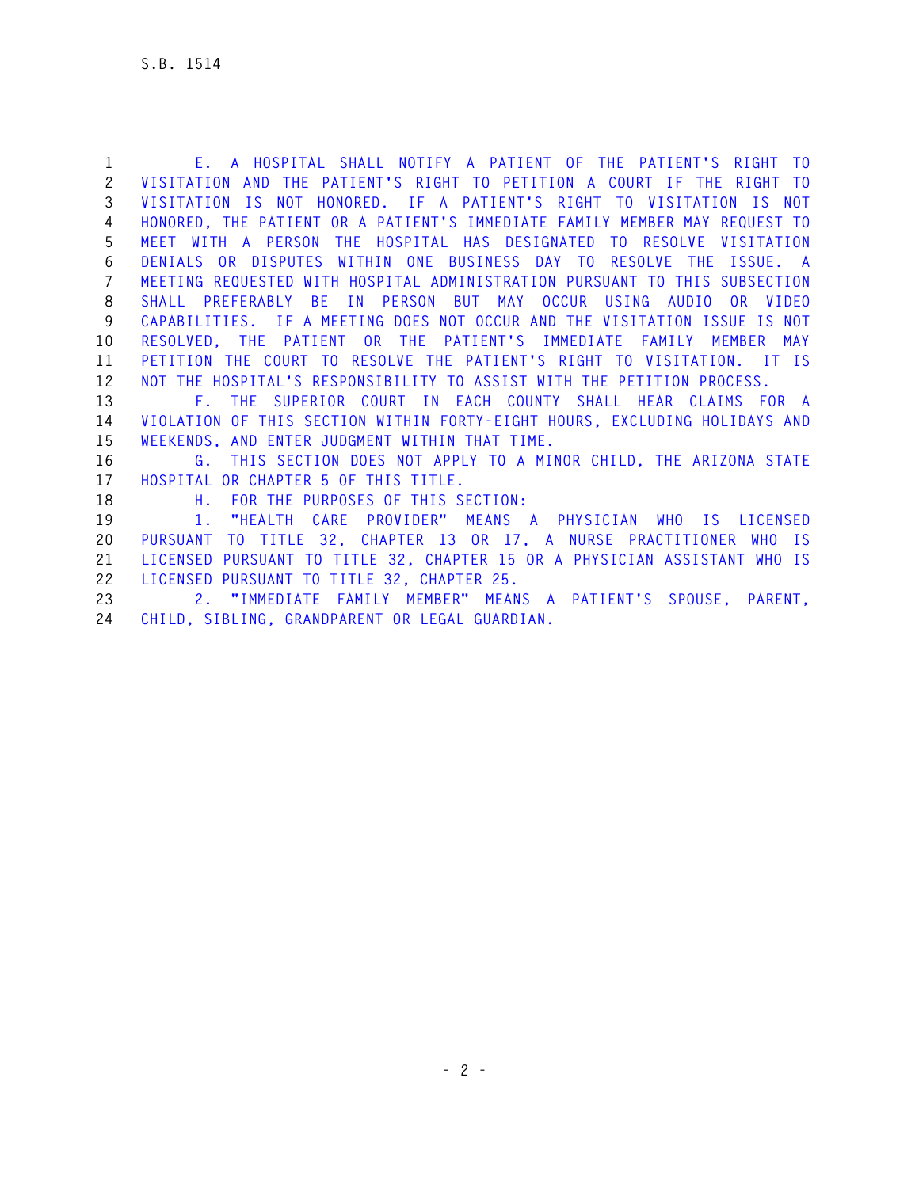E. A HOSPITAL SHALL NOTIFY A PATIENT OF THE PATIENT'S RIGHT TO VISITATION AND THE PATIENT'S RIGHT TO PETITION A COURT IF THE RIGHT TO VISITATION IS NOT HONORED. IF A PATIENT'S RIGHT TO VISITATION IS NOT HONORED, THE PATIENT OR A PATIENT'S IMMEDIATE FAMILY MEMBER MAY REQUEST TO MEET WITH A PERSON THE HOSPITAL HAS DESIGNATED TO RESOLVE VISITATION DENIALS OR DISPUTES WITHIN ONE BUSINESS DAY TO RESOLVE THE ISSUE. A MEETING REQUESTED WITH HOSPITAL ADMINISTRATION PURSUANT TO THIS SUBSECTION SHALL PREFERABLY BE IN PERSON BUT MAY OCCUR USING AUDIO OR VIDEO CAPABILITIES. IF A MEETING DOES NOT OCCUR AND THE VISITATION ISSUE IS NOT RESOLVED, THE PATIENT OR THE PATIENT'S IMMEDIATE FAMILY MEMBER MAY PETITION THE COURT TO RESOLVE THE PATIENT'S RIGHT TO VISITATION. IT IS NOT THE HOSPITAL'S RESPONSIBILITY TO ASSIST WITH THE PETITION PROCESS.

F. THE SUPERIOR COURT IN EACH COUNTY SHALL HEAR CLAIMS FOR A VIOLATION OF THIS SECTION WITHIN FORTY-EIGHT HOURS, EXCLUDING HOLIDAYS AND WEEKENDS, AND ENTER JUDGMENT WITHIN THAT TIME.

G. THIS SECTION DOES NOT APPLY TO A MINOR CHILD, THE ARIZONA STATE HOSPITAL OR CHAPTER 5 OF THIS TITLE.

H. FOR THE PURPOSES OF THIS SECTION:

1. "HEALTH CARE PROVIDER" MEANS A PHYSICIAN WHO IS LICENSED PURSUANT TO TITLE 32, CHAPTER 13 OR 17, A NURSE PRACTITIONER WHO IS LICENSED PURSUANT TO TITLE 32, CHAPTER 15 OR A PHYSICIAN ASSISTANT WHO IS LICENSED PURSUANT TO TITLE 32, CHAPTER 25.

2. "IMMEDIATE FAMILY MEMBER" MEANS A PATIENT'S SPOUSE, PARENT, CHILD, SIBLING, GRANDPARENT OR LEGAL GUARDIAN.